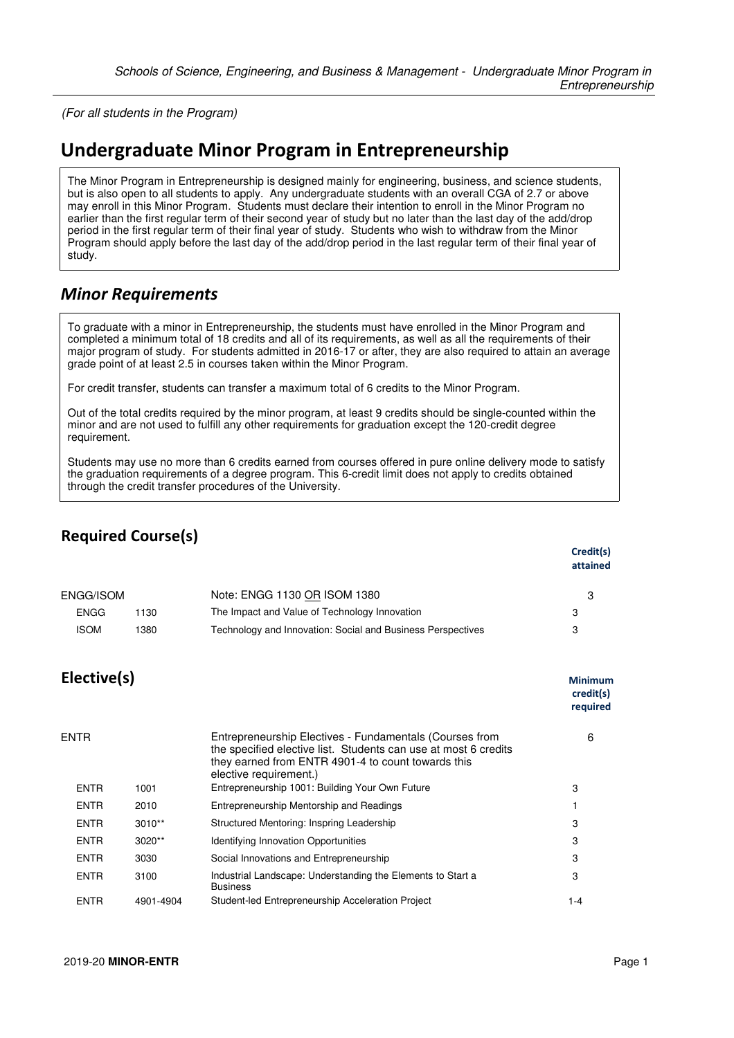(For all students in the Program)

# Undergraduate Minor Program in Entrepreneurship

The Minor Program in Entrepreneurship is designed mainly for engineering, business, and science students, but is also open to all students to apply. Any undergraduate students with an overall CGA of 2.7 or above may enroll in this Minor Program. Students must declare their intention to enroll in the Minor Program no earlier than the first regular term of their second year of study but no later than the last day of the add/drop period in the first regular term of their final year of study. Students who wish to withdraw from the Minor Program should apply before the last day of the add/drop period in the last regular term of their final year of study.

## *Minor Requirements*

To graduate with a minor in Entrepreneurship, the students must have enrolled in the Minor Program and completed a minimum total of 18 credits and all of its requirements, as well as all the requirements of their major program of study. For students admitted in 2016-17 or after, they are also required to attain an average grade point of at least 2.5 in courses taken within the Minor Program.

For credit transfer, students can transfer a maximum total of 6 credits to the Minor Program.

Out of the total credits required by the minor program, at least 9 credits should be single-counted within the minor and are not used to fulfill any other requirements for graduation except the 120-credit degree requirement.

Students may use no more than 6 credits earned from courses offered in pure online delivery mode to satisfy the graduation requirements of a degree program. This 6-credit limit does not apply to credits obtained through the credit transfer procedures of the University.

## Required Course(s)

| | | | Credit(s) attained |
|---|---|---|---|
| ENGG/ISOM | | Note: ENGG 1130 OR ISOM 1380 | 3 |
| ENGG | 1130 | The Impact and Value of Technology Innovation | 3 |
| ISOM | 1380 | Technology and Innovation: Social and Business Perspectives | 3 |

## Elective(s)

| | | | Minimum credit(s) required |
|---|---|---|---|
| ENTR | | Entrepreneurship Electives - Fundamentals (Courses from the specified elective list. Students can use at most 6 credits they earned from ENTR 4901-4 to count towards this elective requirement.) | 6 |
| ENTR | 1001 | Entrepreneurship 1001: Building Your Own Future | 3 |
| ENTR | 2010 | Entrepreneurship Mentorship and Readings | 1 |
| ENTR | 3010** | Structured Mentoring: Inspring Leadership | 3 |
| ENTR | 3020** | Identifying Innovation Opportunities | 3 |
| ENTR | 3030 | Social Innovations and Entrepreneurship | 3 |
| ENTR | 3100 | Industrial Landscape: Understanding the Elements to Start a Business | 3 |
| ENTR | 4901-4904 | Student-led Entrepreneurship Acceleration Project | 1-4 |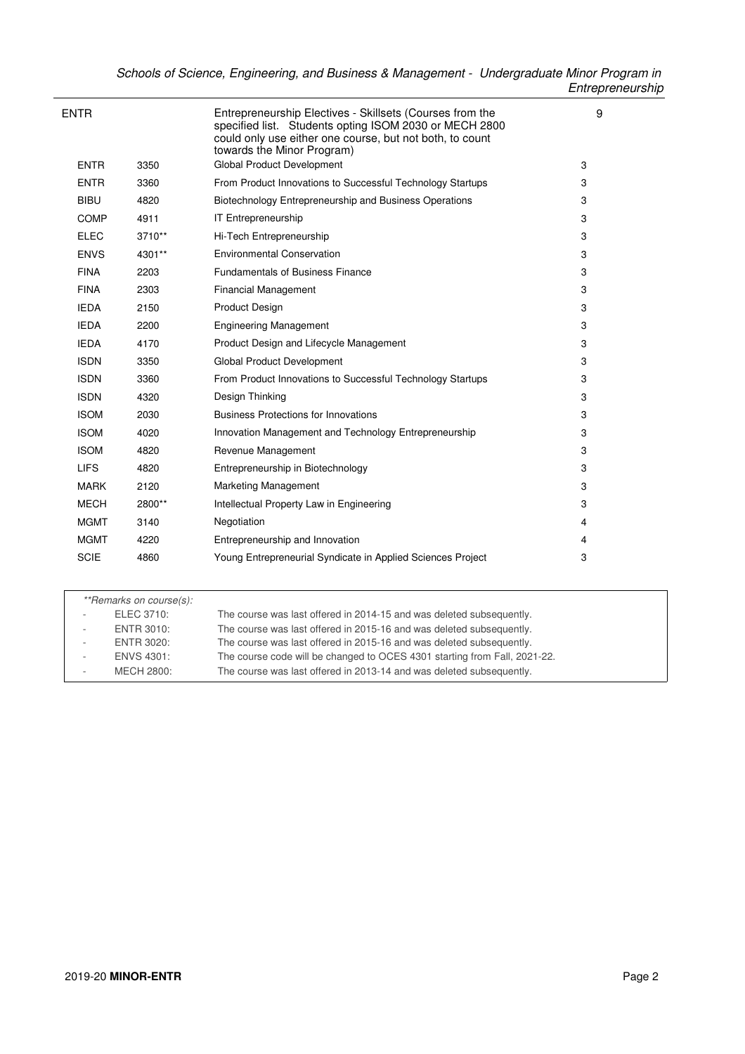| | | | |
|---|---|---|---|
| ENTR | | Entrepreneurship Electives - Skillsets (Courses from the specified list. Students opting ISOM 2030 or MECH 2800 could only use either one course, but not both, to count towards the Minor Program) | 9 |
| ENTR | 3350 | Global Product Development | 3 |
| ENTR | 3360 | From Product Innovations to Successful Technology Startups | 3 |
| BIBU | 4820 | Biotechnology Entrepreneurship and Business Operations | 3 |
| COMP | 4911 | IT Entrepreneurship | 3 |
| ELEC | 3710** | Hi-Tech Entrepreneurship | 3 |
| ENVS | 4301** | Environmental Conservation | 3 |
| FINA | 2203 | Fundamentals of Business Finance | 3 |
| FINA | 2303 | Financial Management | 3 |
| IEDA | 2150 | Product Design | 3 |
| IEDA | 2200 | Engineering Management | 3 |
| IEDA | 4170 | Product Design and Lifecycle Management | 3 |
| ISDN | 3350 | Global Product Development | 3 |
| ISDN | 3360 | From Product Innovations to Successful Technology Startups | 3 |
| ISDN | 4320 | Design Thinking | 3 |
| ISOM | 2030 | Business Protections for Innovations | 3 |
| ISOM | 4020 | Innovation Management and Technology Entrepreneurship | 3 |
| ISOM | 4820 | Revenue Management | 3 |
| LIFS | 4820 | Entrepreneurship in Biotechnology | 3 |
| MARK | 2120 | Marketing Management | 3 |
| MECH | 2800** | Intellectual Property Law in Engineering | 3 |
| MGMT | 3140 | Negotiation | 4 |
| MGMT | 4220 | Entrepreneurship and Innovation | 4 |
| SCIE | 4860 | Young Entrepreneurial Syndicate in Applied Sciences Project | 3 |

*\*\*Remarks on course(s):*

- ELEC 3710: The course was last offered in 2014-15 and was deleted subsequently.
- ENTR 3010: The course was last offered in 2015-16 and was deleted subsequently.
- ENTR 3020: The course was last offered in 2015-16 and was deleted subsequently.
- ENVS 4301: The course code will be changed to OCES 4301 starting from Fall, 2021-22.
- MECH 2800: The course was last offered in 2013-14 and was deleted subsequently.